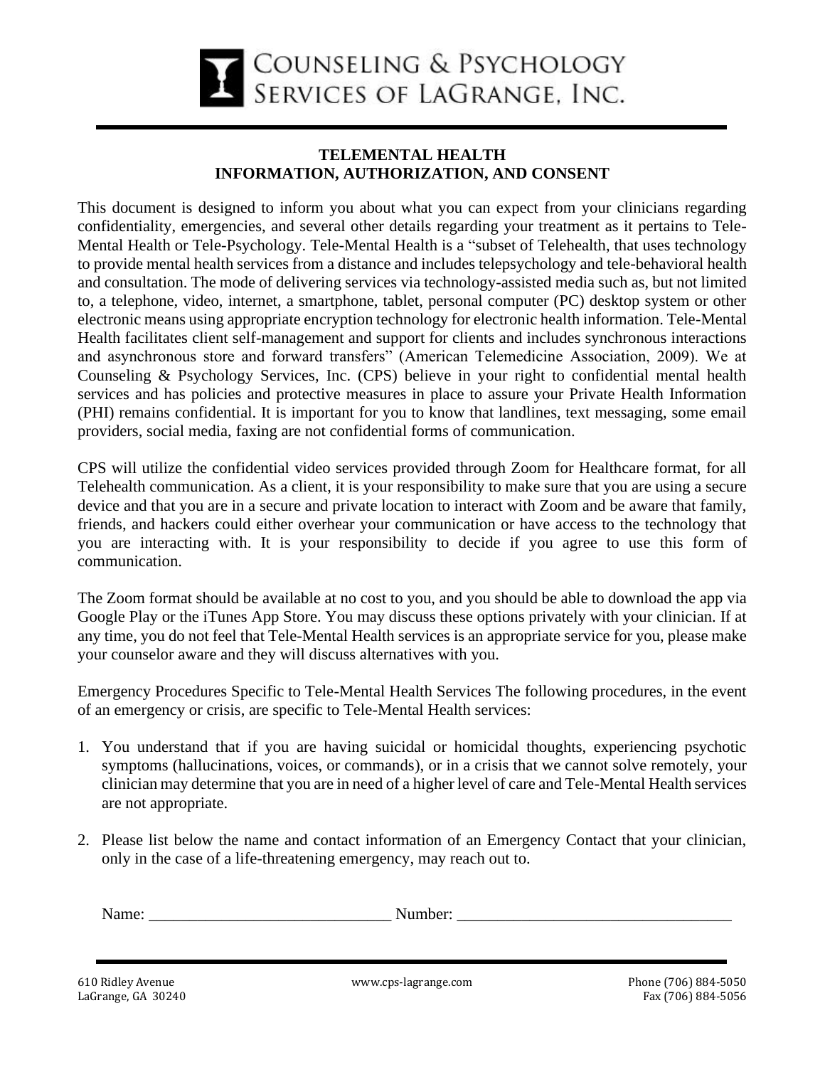COUNSELING & PSYCHOLOGY SERVICES OF LAGRANGE, INC.

## TELEMENTAL HEALTH
## INFORMATION, AUTHORIZATION, AND CONSENT

This document is designed to inform you about what you can expect from your clinicians regarding confidentiality, emergencies, and several other details regarding your treatment as it pertains to Tele-Mental Health or Tele-Psychology. Tele-Mental Health is a "subset of Telehealth, that uses technology to provide mental health services from a distance and includes telepsychology and tele-behavioral health and consultation. The mode of delivering services via technology-assisted media such as, but not limited to, a telephone, video, internet, a smartphone, tablet, personal computer (PC) desktop system or other electronic means using appropriate encryption technology for electronic health information. Tele-Mental Health facilitates client self-management and support for clients and includes synchronous interactions and asynchronous store and forward transfers" (American Telemedicine Association, 2009). We at Counseling & Psychology Services, Inc. (CPS) believe in your right to confidential mental health services and has policies and protective measures in place to assure your Private Health Information (PHI) remains confidential. It is important for you to know that landlines, text messaging, some email providers, social media, faxing are not confidential forms of communication.

CPS will utilize the confidential video services provided through Zoom for Healthcare format, for all Telehealth communication. As a client, it is your responsibility to make sure that you are using a secure device and that you are in a secure and private location to interact with Zoom and be aware that family, friends, and hackers could either overhear your communication or have access to the technology that you are interacting with. It is your responsibility to decide if you agree to use this form of communication.

The Zoom format should be available at no cost to you, and you should be able to download the app via Google Play or the iTunes App Store. You may discuss these options privately with your clinician. If at any time, you do not feel that Tele-Mental Health services is an appropriate service for you, please make your counselor aware and they will discuss alternatives with you.

Emergency Procedures Specific to Tele-Mental Health Services The following procedures, in the event of an emergency or crisis, are specific to Tele-Mental Health services:

1. You understand that if you are having suicidal or homicidal thoughts, experiencing psychotic symptoms (hallucinations, voices, or commands), or in a crisis that we cannot solve remotely, your clinician may determine that you are in need of a higher level of care and Tele-Mental Health services are not appropriate.

2. Please list below the name and contact information of an Emergency Contact that your clinician, only in the case of a life-threatening emergency, may reach out to.

   Name: ______________________________ Number: __________________________________

610 Ridley Avenue
LaGrange, GA 30240

www.cps-lagrange.com

Phone (706) 884-5050
Fax (706) 884-5056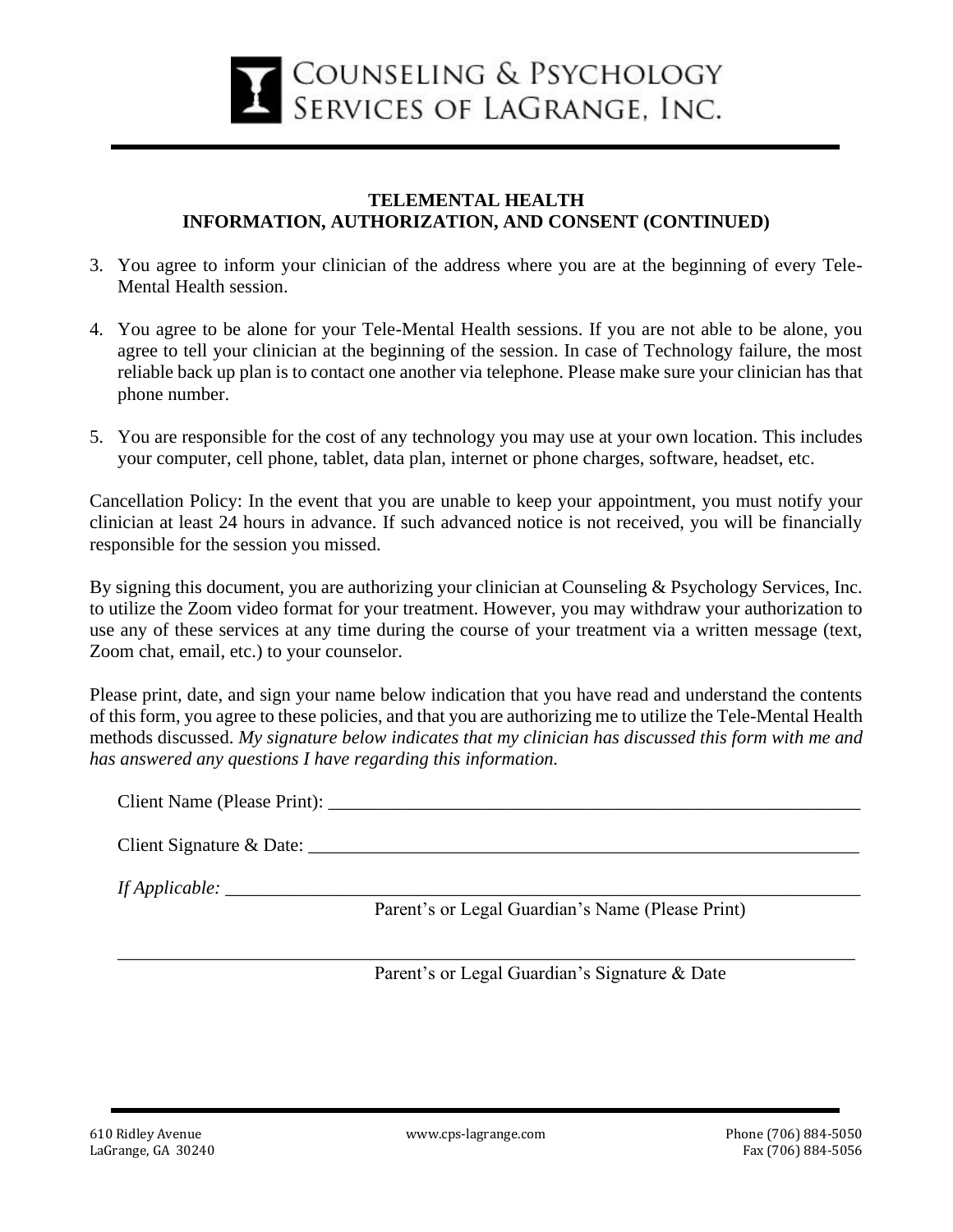**COUNSELING & PSYCHOLOGY SERVICES OF LAGRANGE, INC.**

---

**TELEMENTAL HEALTH**
**INFORMATION, AUTHORIZATION, AND CONSENT (CONTINUED)**

3. You agree to inform your clinician of the address where you are at the beginning of every Tele-Mental Health session.

4. You agree to be alone for your Tele-Mental Health sessions. If you are not able to be alone, you agree to tell your clinician at the beginning of the session. In case of Technology failure, the most reliable back up plan is to contact one another via telephone. Please make sure your clinician has that phone number.

5. You are responsible for the cost of any technology you may use at your own location. This includes your computer, cell phone, tablet, data plan, internet or phone charges, software, headset, etc.

Cancellation Policy: In the event that you are unable to keep your appointment, you must notify your clinician at least 24 hours in advance. If such advanced notice is not received, you will be financially responsible for the session you missed.

By signing this document, you are authorizing your clinician at Counseling & Psychology Services, Inc. to utilize the Zoom video format for your treatment. However, you may withdraw your authorization to use any of these services at any time during the course of your treatment via a written message (text, Zoom chat, email, etc.) to your counselor.

Please print, date, and sign your name below indication that you have read and understand the contents of this form, you agree to these policies, and that you are authorizing me to utilize the Tele-Mental Health methods discussed. *My signature below indicates that my clinician has discussed this form with me and has answered any questions I have regarding this information.*

Client Name (Please Print): ____________________________________________

Client Signature & Date: ____________________________________________

*If Applicable:* ____________________________________________
Parent's or Legal Guardian's Name (Please Print)

____________________________________________
Parent's or Legal Guardian's Signature & Date

---

610 Ridley Avenue
LaGrange, GA 30240

www.cps-lagrange.com

Phone (706) 884-5050
Fax (706) 884-5056